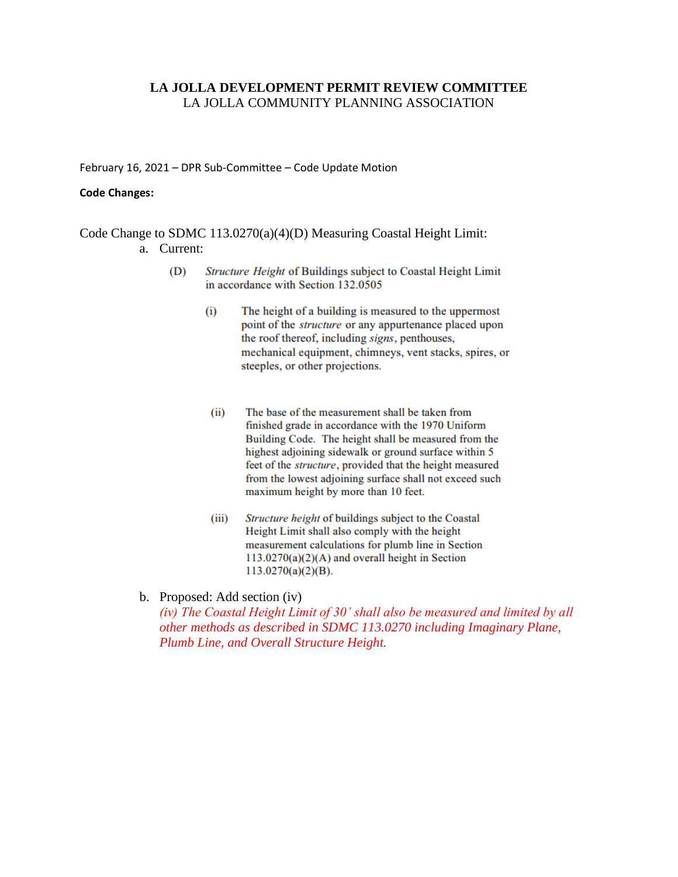# LA JOLLA DEVELOPMENT PERMIT REVIEW COMMITTEE

LA JOLLA COMMUNITY PLANNING ASSOCIATION

February 16, 2021 – DPR Sub-Committee – Code Update Motion

**Code Changes:**

Code Change to SDMC 113.0270(a)(4)(D) Measuring Coastal Height Limit:

a. Current:

(D) *Structure Height* of Buildings subject to Coastal Height Limit in accordance with Section 132.0505

(i) The height of a building is measured to the uppermost point of the *structure* or any appurtenance placed upon the roof thereof, including *signs*, penthouses, mechanical equipment, chimneys, vent stacks, spires, or steeples, or other projections.

(ii) The base of the measurement shall be taken from finished grade in accordance with the 1970 Uniform Building Code. The height shall be measured from the highest adjoining sidewalk or ground surface within 5 feet of the *structure*, provided that the height measured from the lowest adjoining surface shall not exceed such maximum height by more than 10 feet.

(iii) *Structure height* of buildings subject to the Coastal Height Limit shall also comply with the height measurement calculations for plumb line in Section 113.0270(a)(2)(A) and overall height in Section 113.0270(a)(2)(B).

b. Proposed: Add section (iv)

*(iv) The Coastal Height Limit of 30' shall also be measured and limited by all other methods as described in SDMC 113.0270 including Imaginary Plane, Plumb Line, and Overall Structure Height.*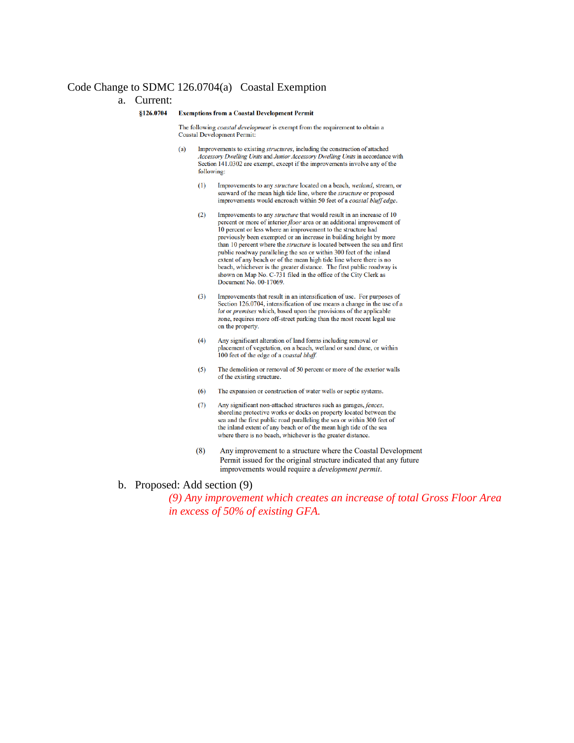Code Change to SDMC 126.0704(a) Coastal Exemption

a. Current:

**§126.0704 Exemptions from a Coastal Development Permit**

The following *coastal development* is exempt from the requirement to obtain a Coastal Development Permit:

(a) Improvements to existing *structures*, including the construction of attached *Accessory Dwelling Units* and *Junior Accessory Dwelling Units* in accordance with Section 141.0302 are exempt, except if the improvements involve any of the following:

(1) Improvements to any *structure* located on a beach, *wetland*, stream, or seaward of the mean high tide line, where the *structure* or proposed improvements would encroach within 50 feet of a *coastal bluff edge*.

(2) Improvements to any *structure* that would result in an increase of 10 percent or more of interior *floor* area or an additional improvement of 10 percent or less where an improvement to the structure had previously been exempted or an increase in building height by more than 10 percent where the *structure* is located between the sea and first public roadway paralleling the sea or within 300 feet of the inland extent of any beach or of the mean high tide line where there is no beach, whichever is the greater distance. The first public roadway is shown on Map No. C-731 filed in the office of the City Clerk as Document No. 00-17069.

(3) Improvements that result in an intensification of use. For purposes of Section 126.0704, intensification of use means a change in the use of a *lot* or *premises* which, based upon the provisions of the applicable zone, requires more off-street parking than the most recent legal use on the property.

(4) Any significant alteration of land forms including removal or placement of vegetation, on a beach, wetland or sand dune, or within 100 feet of the edge of a *coastal bluff*.

(5) The demolition or removal of 50 percent or more of the exterior walls of the existing structure.

(6) The expansion or construction of water wells or septic systems.

(7) Any significant non-attached structures such as garages, *fences*, shoreline protective works or docks on property located between the sea and the first public road paralleling the sea or within 300 feet of the inland extent of any beach or of the mean high tide of the sea where there is no beach, whichever is the greater distance.

(8) Any improvement to a structure where the Coastal Development Permit issued for the original structure indicated that any future improvements would require a *development permit*.

b. Proposed: Add section (9)

*(9) Any improvement which creates an increase of total Gross Floor Area in excess of 50% of existing GFA.*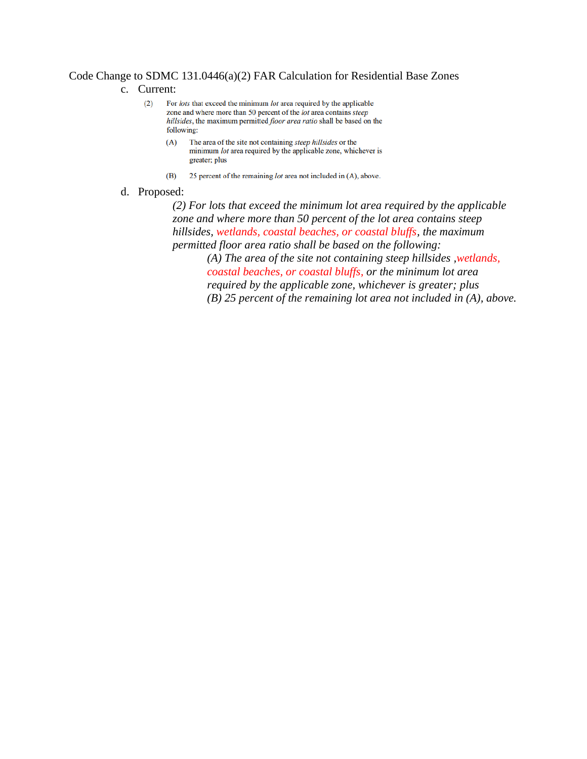Code Change to SDMC 131.0446(a)(2) FAR Calculation for Residential Base Zones

c. Current:

(2) For *lots* that exceed the minimum *lot* area required by the applicable zone and where more than 50 percent of the *lot* area contains *steep hillsides*, the maximum permitted *floor area ratio* shall be based on the following:

(A) The area of the site not containing *steep hillsides* or the minimum *lot* area required by the applicable zone, whichever is greater; plus

(B) 25 percent of the remaining *lot* area not included in (A), above.

d. Proposed:

*(2) For lots that exceed the minimum lot area required by the applicable zone and where more than 50 percent of the lot area contains steep hillsides, wetlands, coastal beaches, or coastal bluffs, the maximum permitted floor area ratio shall be based on the following:*

*(A) The area of the site not containing steep hillsides ,wetlands, coastal beaches, or coastal bluffs, or the minimum lot area required by the applicable zone, whichever is greater; plus*

*(B) 25 percent of the remaining lot area not included in (A), above.*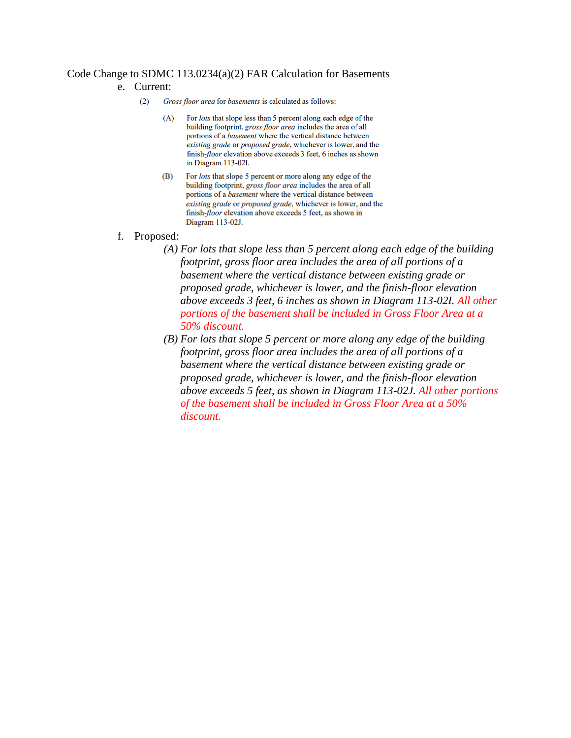Code Change to SDMC 113.0234(a)(2) FAR Calculation for Basements

e. Current:

(2) *Gross floor area* for *basements* is calculated as follows:

(A) For *lots* that slope less than 5 percent along each edge of the building footprint, *gross floor area* includes the area of all portions of a *basement* where the vertical distance between *existing grade* or *proposed grade*, whichever is lower, and the finish-*floor* elevation above exceeds 3 feet, 6 inches as shown in Diagram 113-02I.

(B) For *lots* that slope 5 percent or more along any edge of the building footprint, *gross floor area* includes the area of all portions of a *basement* where the vertical distance between *existing grade* or *proposed grade*, whichever is lower, and the finish-*floor* elevation above exceeds 5 feet, as shown in Diagram 113-02J.

f. Proposed:

*(A) For lots that slope less than 5 percent along each edge of the building footprint, gross floor area includes the area of all portions of a basement where the vertical distance between existing grade or proposed grade, whichever is lower, and the finish-floor elevation above exceeds 3 feet, 6 inches as shown in Diagram 113-02I. All other portions of the basement shall be included in Gross Floor Area at a 50% discount.*

*(B) For lots that slope 5 percent or more along any edge of the building footprint, gross floor area includes the area of all portions of a basement where the vertical distance between existing grade or proposed grade, whichever is lower, and the finish-floor elevation above exceeds 5 feet, as shown in Diagram 113-02J. All other portions of the basement shall be included in Gross Floor Area at a 50% discount.*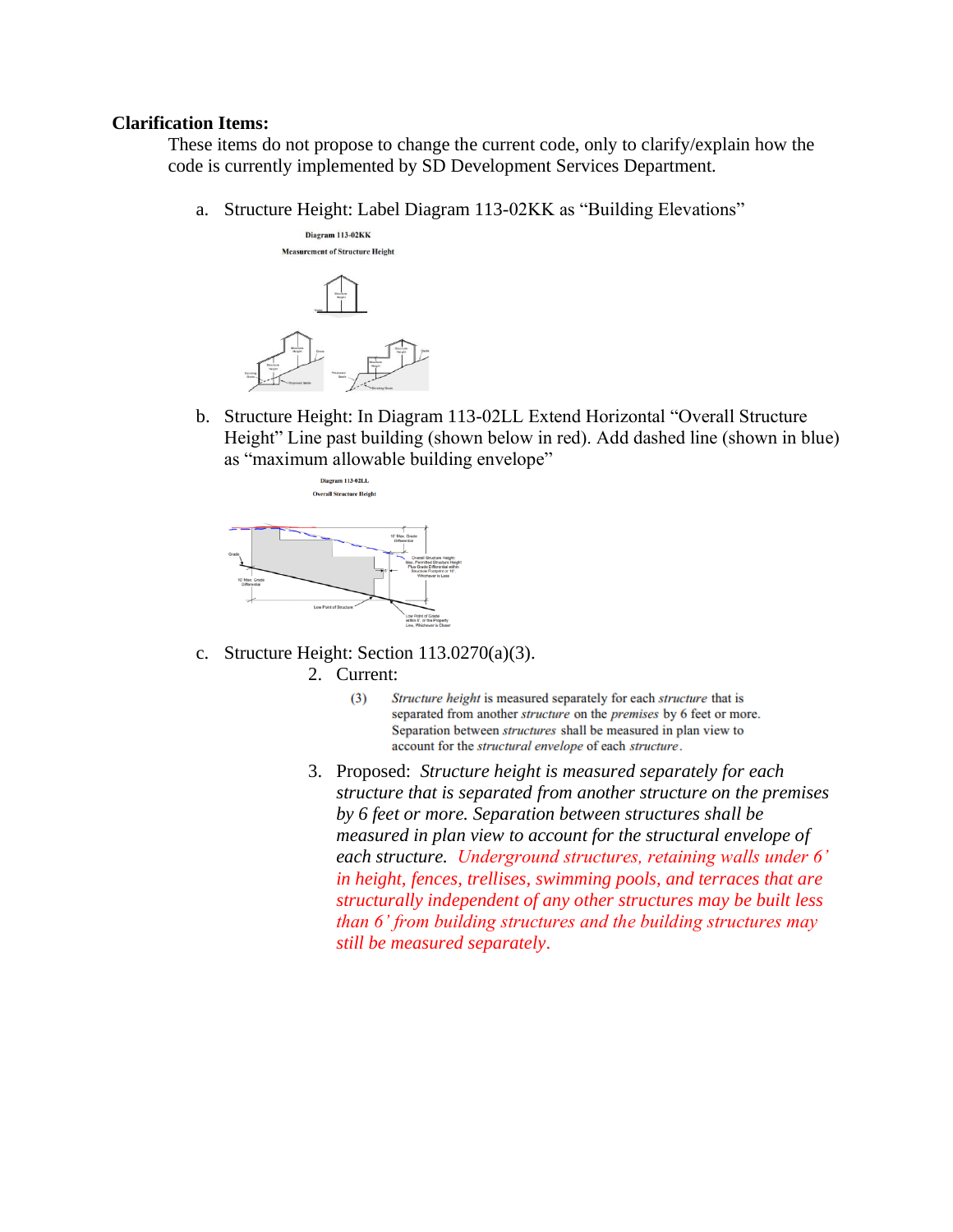**Clarification Items:**

These items do not propose to change the current code, only to clarify/explain how the code is currently implemented by SD Development Services Department.

a. Structure Height: Label Diagram 113-02KK as "Building Elevations"

Diagram 113-02KK

Measurement of Structure Height

b. Structure Height: In Diagram 113-02LL Extend Horizontal "Overall Structure Height" Line past building (shown below in red). Add dashed line (shown in blue) as "maximum allowable building envelope"

Diagram 113-02LL

Overall Structure Height

c. Structure Height: Section 113.0270(a)(3).

2. Current:

(3) *Structure height* is measured separately for each *structure* that is separated from another *structure* on the *premises* by 6 feet or more. Separation between *structures* shall be measured in plan view to account for the *structural envelope* of each *structure*.

3. Proposed: *Structure height is measured separately for each structure that is separated from another structure on the premises by 6 feet or more. Separation between structures shall be measured in plan view to account for the structural envelope of each structure. Underground structures, retaining walls under 6' in height, fences, trellises, swimming pools, and terraces that are structurally independent of any other structures may be built less than 6' from building structures and the building structures may still be measured separately.*